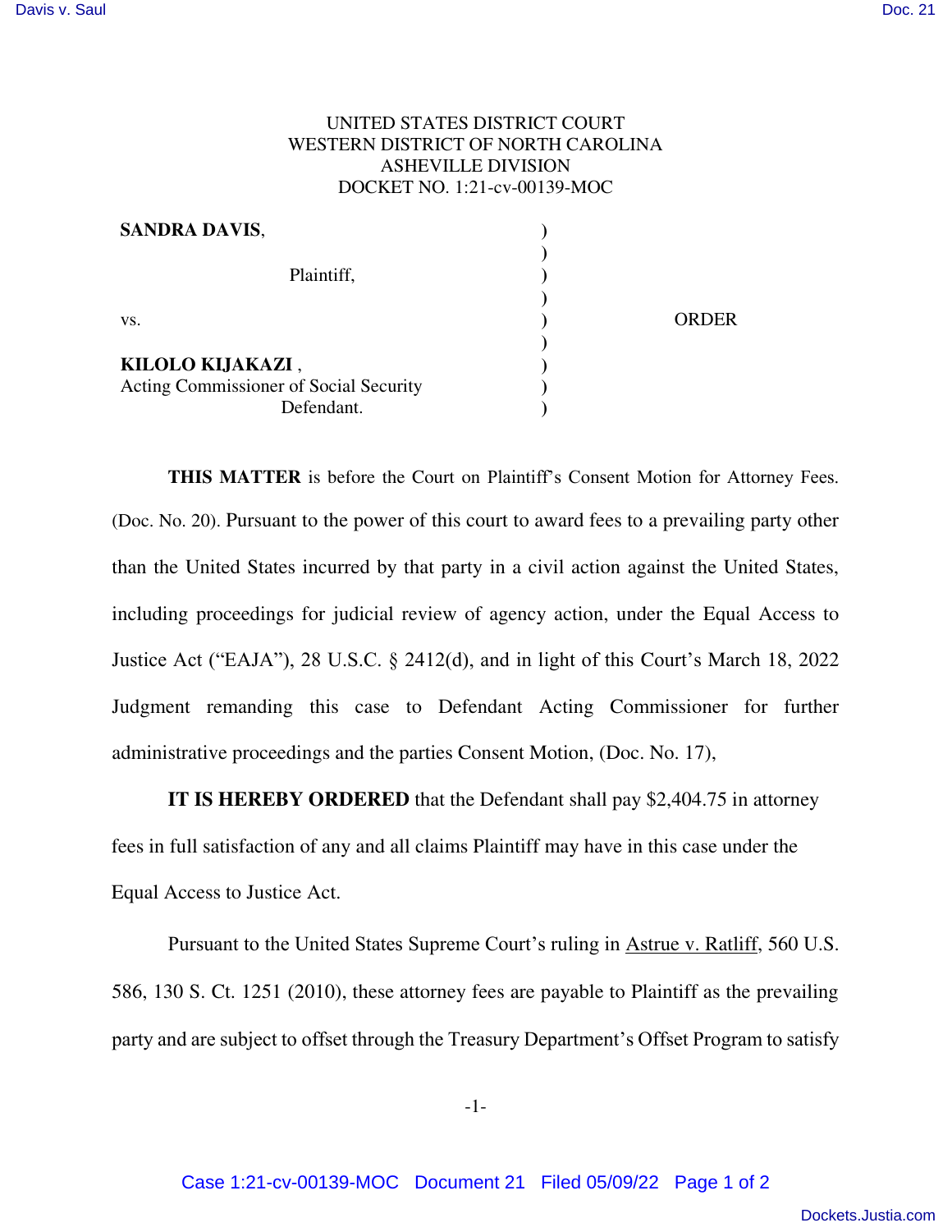UNITED STATES DISTRICT COURT
WESTERN DISTRICT OF NORTH CAROLINA
ASHEVILLE DIVISION
DOCKET NO. 1:21-cv-00139-MOC

**SANDRA DAVIS**,

Plaintiff,

vs.

**KILOLO KIJAKAZI** ,
Acting Commissioner of Social Security
Defendant.

ORDER

**THIS MATTER** is before the Court on Plaintiff's Consent Motion for Attorney Fees. (Doc. No. 20). Pursuant to the power of this court to award fees to a prevailing party other than the United States incurred by that party in a civil action against the United States, including proceedings for judicial review of agency action, under the Equal Access to Justice Act ("EAJA"), 28 U.S.C. § 2412(d), and in light of this Court's March 18, 2022 Judgment remanding this case to Defendant Acting Commissioner for further administrative proceedings and the parties Consent Motion, (Doc. No. 17),

**IT IS HEREBY ORDERED** that the Defendant shall pay $2,404.75 in attorney fees in full satisfaction of any and all claims Plaintiff may have in this case under the Equal Access to Justice Act.

Pursuant to the United States Supreme Court's ruling in Astrue v. Ratliff, 560 U.S. 586, 130 S. Ct. 1251 (2010), these attorney fees are payable to Plaintiff as the prevailing party and are subject to offset through the Treasury Department's Offset Program to satisfy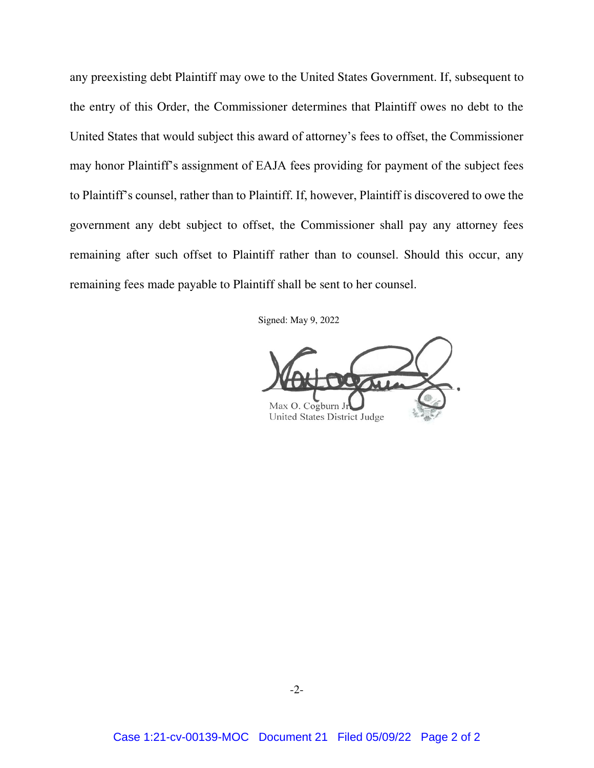any preexisting debt Plaintiff may owe to the United States Government. If, subsequent to the entry of this Order, the Commissioner determines that Plaintiff owes no debt to the United States that would subject this award of attorney's fees to offset, the Commissioner may honor Plaintiff's assignment of EAJA fees providing for payment of the subject fees to Plaintiff's counsel, rather than to Plaintiff. If, however, Plaintiff is discovered to owe the government any debt subject to offset, the Commissioner shall pay any attorney fees remaining after such offset to Plaintiff rather than to counsel. Should this occur, any remaining fees made payable to Plaintiff shall be sent to her counsel.

Signed: May 9, 2022

Max O. Cogburn Jr
United States District Judge